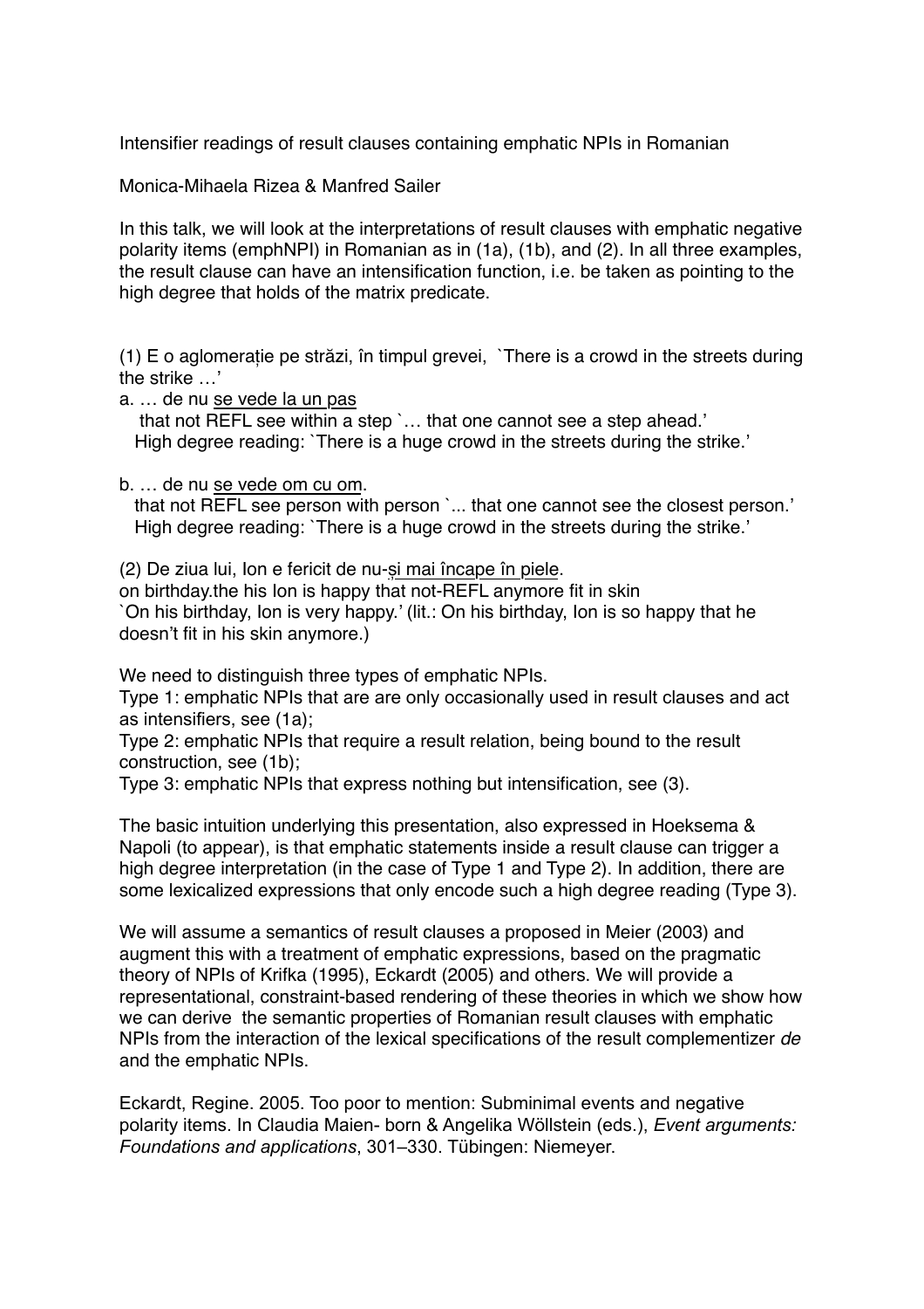# Intensifier readings of result clauses containing emphatic NPIs in Romanian

Monica-Mihaela Rizea & Manfred Sailer

In this talk, we will look at the interpretations of result clauses with emphatic negative polarity items (emphNPI) in Romanian as in (1a), (1b), and (2). In all three examples, the result clause can have an intensification function, i.e. be taken as pointing to the high degree that holds of the matrix predicate.

(1) E o aglomerație pe străzi, în timpul grevei, `There is a crowd in the streets during the strike …'

a. … de nu <u>se vede la un pas</u>
 that not REFL see within a step `… that one cannot see a step ahead.'
 High degree reading: `There is a huge crowd in the streets during the strike.'

b. … de nu <u>se vede om cu om</u>.
 that not REFL see person with person `... that one cannot see the closest person.'
 High degree reading: `There is a huge crowd in the streets during the strike.'

(2) De ziua lui, Ion e fericit de nu-<u>și mai încape în piele</u>.
on birthday.the his Ion is happy that not-REFL anymore fit in skin
`On his birthday, Ion is very happy.' (lit.: On his birthday, Ion is so happy that he doesn't fit in his skin anymore.)

We need to distinguish three types of emphatic NPIs.
Type 1: emphatic NPIs that are are only occasionally used in result clauses and act as intensifiers, see (1a);
Type 2: emphatic NPIs that require a result relation, being bound to the result construction, see (1b);
Type 3: emphatic NPIs that express nothing but intensification, see (3).

The basic intuition underlying this presentation, also expressed in Hoeksema & Napoli (to appear), is that emphatic statements inside a result clause can trigger a high degree interpretation (in the case of Type 1 and Type 2). In addition, there are some lexicalized expressions that only encode such a high degree reading (Type 3).

We will assume a semantics of result clauses a proposed in Meier (2003) and augment this with a treatment of emphatic expressions, based on the pragmatic theory of NPIs of Krifka (1995), Eckardt (2005) and others. We will provide a representational, constraint-based rendering of these theories in which we show how we can derive the semantic properties of Romanian result clauses with emphatic NPIs from the interaction of the lexical specifications of the result complementizer *de* and the emphatic NPIs.

Eckardt, Regine. 2005. Too poor to mention: Subminimal events and negative polarity items. In Claudia Maien- born & Angelika Wöllstein (eds.), *Event arguments: Foundations and applications*, 301–330. Tübingen: Niemeyer.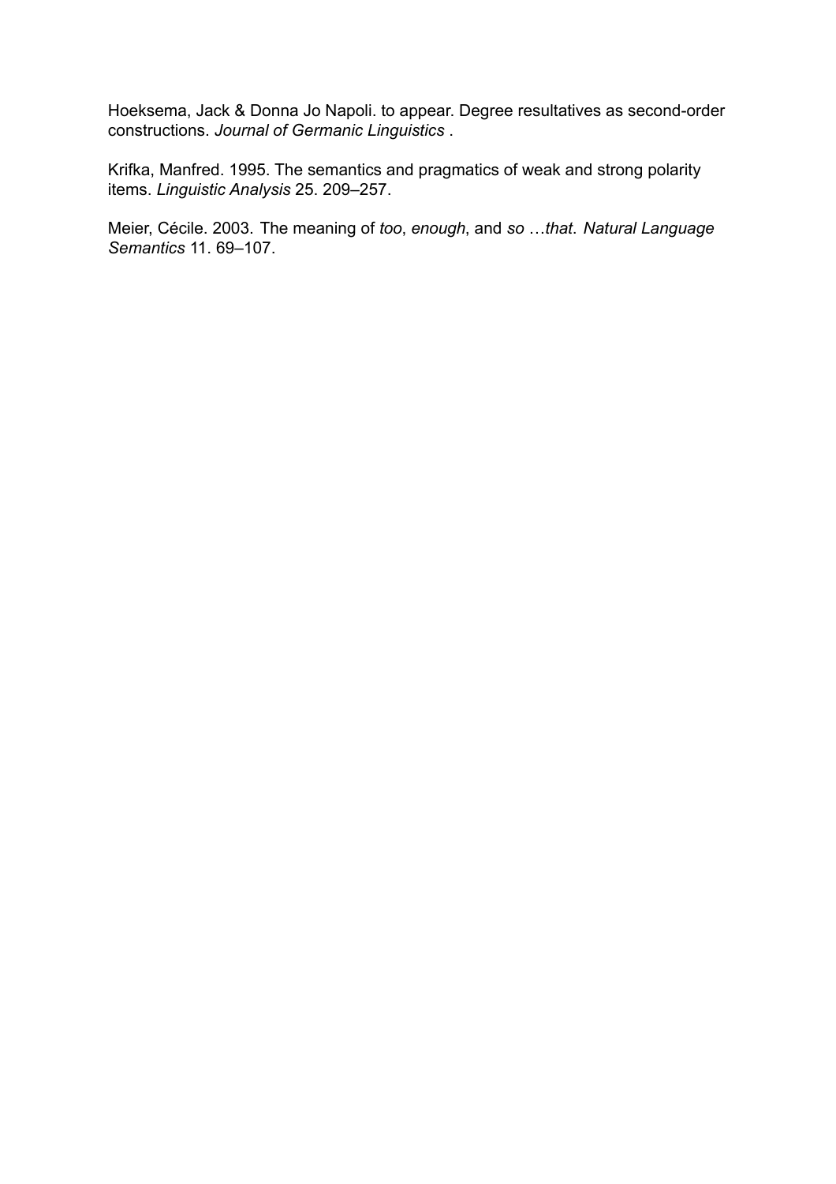Hoeksema, Jack & Donna Jo Napoli. to appear. Degree resultatives as second-order constructions. *Journal of Germanic Linguistics* .

Krifka, Manfred. 1995. The semantics and pragmatics of weak and strong polarity items. *Linguistic Analysis* 25. 209–257.

Meier, Cécile. 2003. The meaning of *too*, *enough*, and *so* …*that*. *Natural Language Semantics* 11. 69–107.